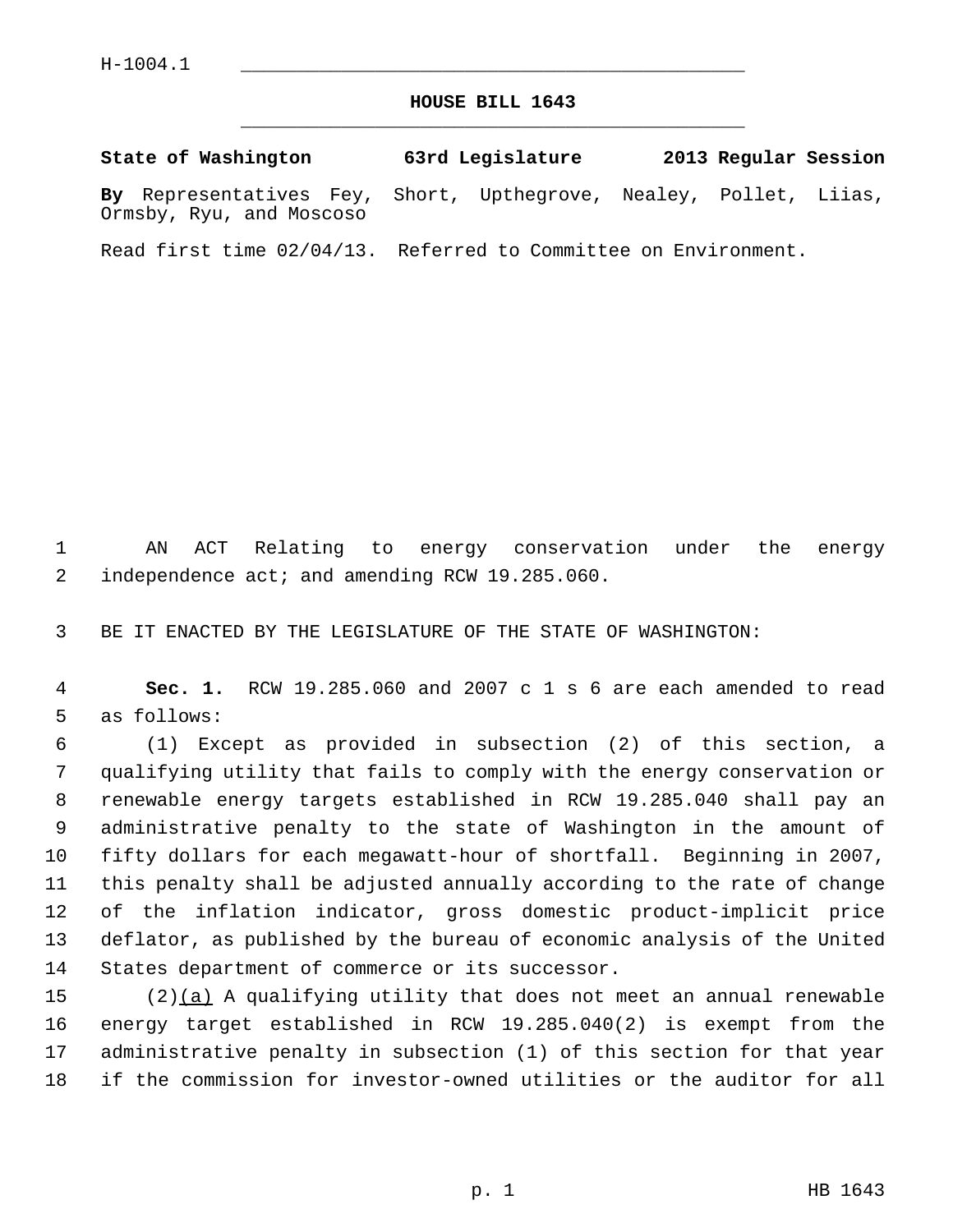H-1004.1

# HOUSE BILL 1643

**State of Washington 63rd Legislature 2013 Regular Session**

**By** Representatives Fey, Short, Upthegrove, Nealey, Pollet, Liias, Ormsby, Ryu, and Moscoso

Read first time 02/04/13. Referred to Committee on Environment.

AN ACT Relating to energy conservation under the energy independence act; and amending RCW 19.285.060.

BE IT ENACTED BY THE LEGISLATURE OF THE STATE OF WASHINGTON:

**Sec. 1.** RCW 19.285.060 and 2007 c 1 s 6 are each amended to read as follows:

(1) Except as provided in subsection (2) of this section, a qualifying utility that fails to comply with the energy conservation or renewable energy targets established in RCW 19.285.040 shall pay an administrative penalty to the state of Washington in the amount of fifty dollars for each megawatt-hour of shortfall. Beginning in 2007, this penalty shall be adjusted annually according to the rate of change of the inflation indicator, gross domestic product-implicit price deflator, as published by the bureau of economic analysis of the United States department of commerce or its successor.

(2)(a) A qualifying utility that does not meet an annual renewable energy target established in RCW 19.285.040(2) is exempt from the administrative penalty in subsection (1) of this section for that year if the commission for investor-owned utilities or the auditor for all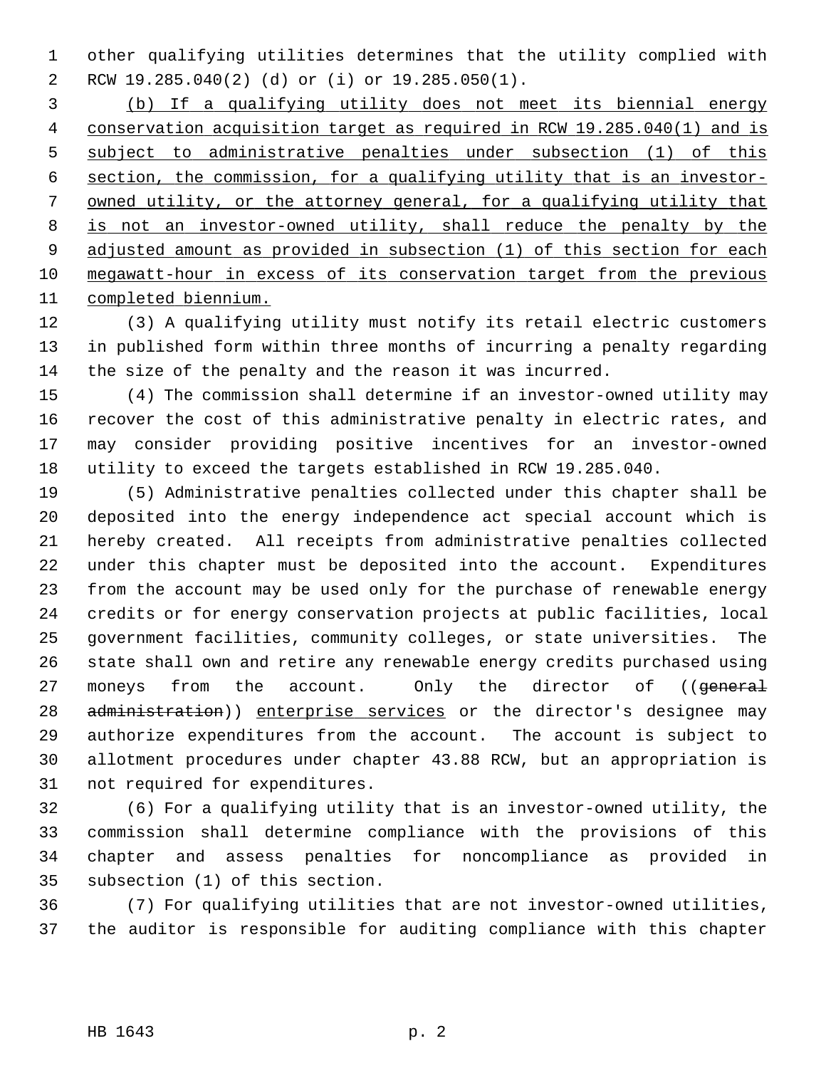other qualifying utilities determines that the utility complied with RCW 19.285.040(2) (d) or (i) or 19.285.050(1).

<u>(b) If a qualifying utility does not meet its biennial energy conservation acquisition target as required in RCW 19.285.040(1) and is subject to administrative penalties under subsection (1) of this section, the commission, for a qualifying utility that is an investor-owned utility, or the attorney general, for a qualifying utility that is not an investor-owned utility, shall reduce the penalty by the adjusted amount as provided in subsection (1) of this section for each megawatt-hour in excess of its conservation target from the previous completed biennium.</u>

(3) A qualifying utility must notify its retail electric customers in published form within three months of incurring a penalty regarding the size of the penalty and the reason it was incurred.

(4) The commission shall determine if an investor-owned utility may recover the cost of this administrative penalty in electric rates, and may consider providing positive incentives for an investor-owned utility to exceed the targets established in RCW 19.285.040.

(5) Administrative penalties collected under this chapter shall be deposited into the energy independence act special account which is hereby created. All receipts from administrative penalties collected under this chapter must be deposited into the account. Expenditures from the account may be used only for the purchase of renewable energy credits or for energy conservation projects at public facilities, local government facilities, community colleges, or state universities. The state shall own and retire any renewable energy credits purchased using moneys from the account. Only the director of ((~~general administration~~)) <u>enterprise services</u> or the director's designee may authorize expenditures from the account. The account is subject to allotment procedures under chapter 43.88 RCW, but an appropriation is not required for expenditures.

(6) For a qualifying utility that is an investor-owned utility, the commission shall determine compliance with the provisions of this chapter and assess penalties for noncompliance as provided in subsection (1) of this section.

(7) For qualifying utilities that are not investor-owned utilities, the auditor is responsible for auditing compliance with this chapter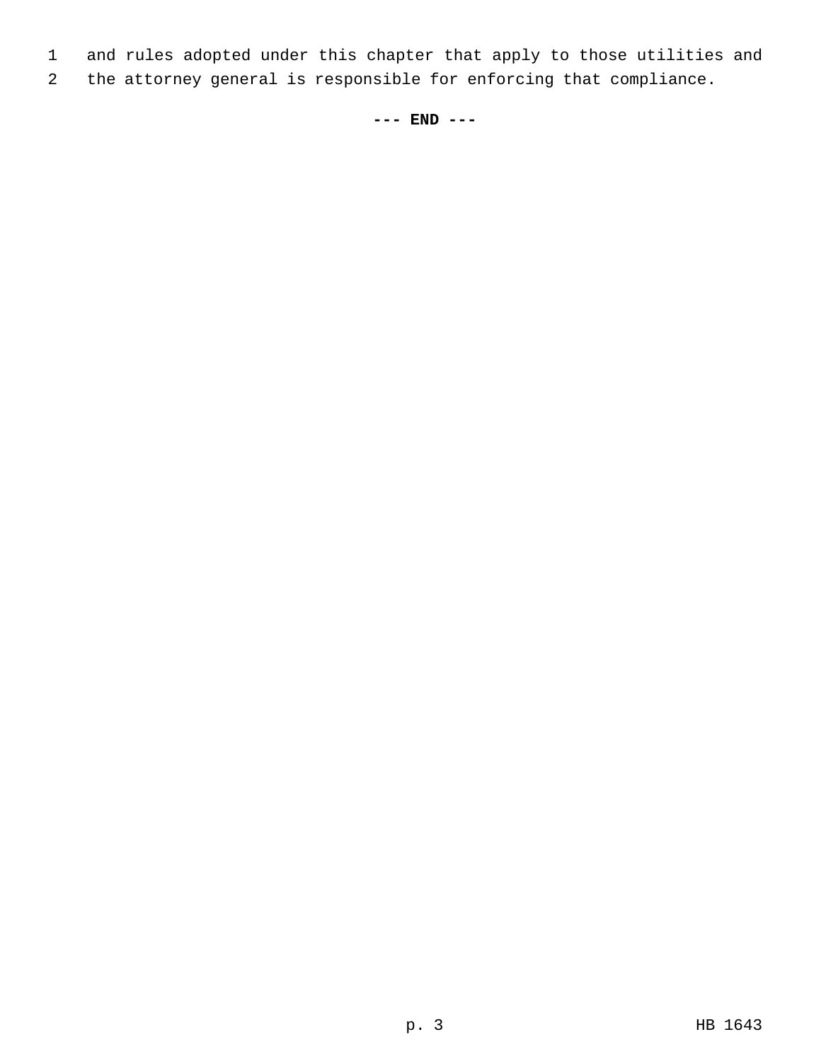and rules adopted under this chapter that apply to those utilities and the attorney general is responsible for enforcing that compliance.

--- END ---